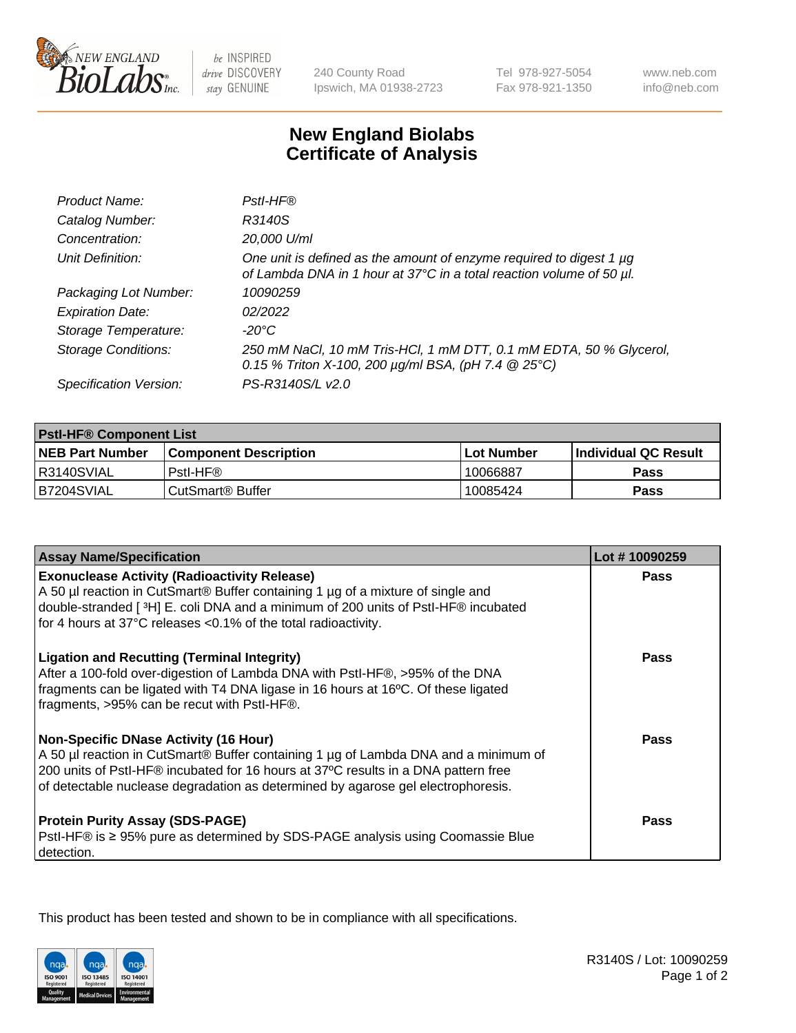# New England Biolabs Certificate of Analysis

| | |
|---|---|
| *Product Name:* | *PstI-HF®* |
| *Catalog Number:* | *R3140S* |
| *Concentration:* | *20,000 U/ml* |
| *Unit Definition:* | *One unit is defined as the amount of enzyme required to digest 1 µg of Lambda DNA in 1 hour at 37°C in a total reaction volume of 50 µl.* |
| *Packaging Lot Number:* | *10090259* |
| *Expiration Date:* | *02/2022* |
| *Storage Temperature:* | *-20°C* |
| *Storage Conditions:* | *250 mM NaCl, 10 mM Tris-HCl, 1 mM DTT, 0.1 mM EDTA, 50 % Glycerol, 0.15 % Triton X-100, 200 µg/ml BSA, (pH 7.4 @ 25°C)* |
| *Specification Version:* | *PS-R3140S/L v2.0* |

| **PstI-HF® Component List** | | | |
|---|---|---|---|
| **NEB Part Number** | **Component Description** | **Lot Number** | **Individual QC Result** |
| R3140SVIAL | PstI-HF® | 10066887 | **Pass** |
| B7204SVIAL | CutSmart® Buffer | 10085424 | **Pass** |

| **Assay Name/Specification** | **Lot # 10090259** |
|---|---|
| **Exonuclease Activity (Radioactivity Release)** A 50 µl reaction in CutSmart® Buffer containing 1 µg of a mixture of single and double-stranded [ $^3$H] E. coli DNA and a minimum of 200 units of PstI-HF® incubated for 4 hours at 37°C releases <0.1% of the total radioactivity. | **Pass** |
| **Ligation and Recutting (Terminal Integrity)** After a 100-fold over-digestion of Lambda DNA with PstI-HF®, >95% of the DNA fragments can be ligated with T4 DNA ligase in 16 hours at 16ºC. Of these ligated fragments, >95% can be recut with PstI-HF®. | **Pass** |
| **Non-Specific DNase Activity (16 Hour)** A 50 µl reaction in CutSmart® Buffer containing 1 µg of Lambda DNA and a minimum of 200 units of PstI-HF® incubated for 16 hours at 37ºC results in a DNA pattern free of detectable nuclease degradation as determined by agarose gel electrophoresis. | **Pass** |
| **Protein Purity Assay (SDS-PAGE)** PstI-HF® is ≥ 95% pure as determined by SDS-PAGE analysis using Coomassie Blue detection. | **Pass** |

This product has been tested and shown to be in compliance with all specifications.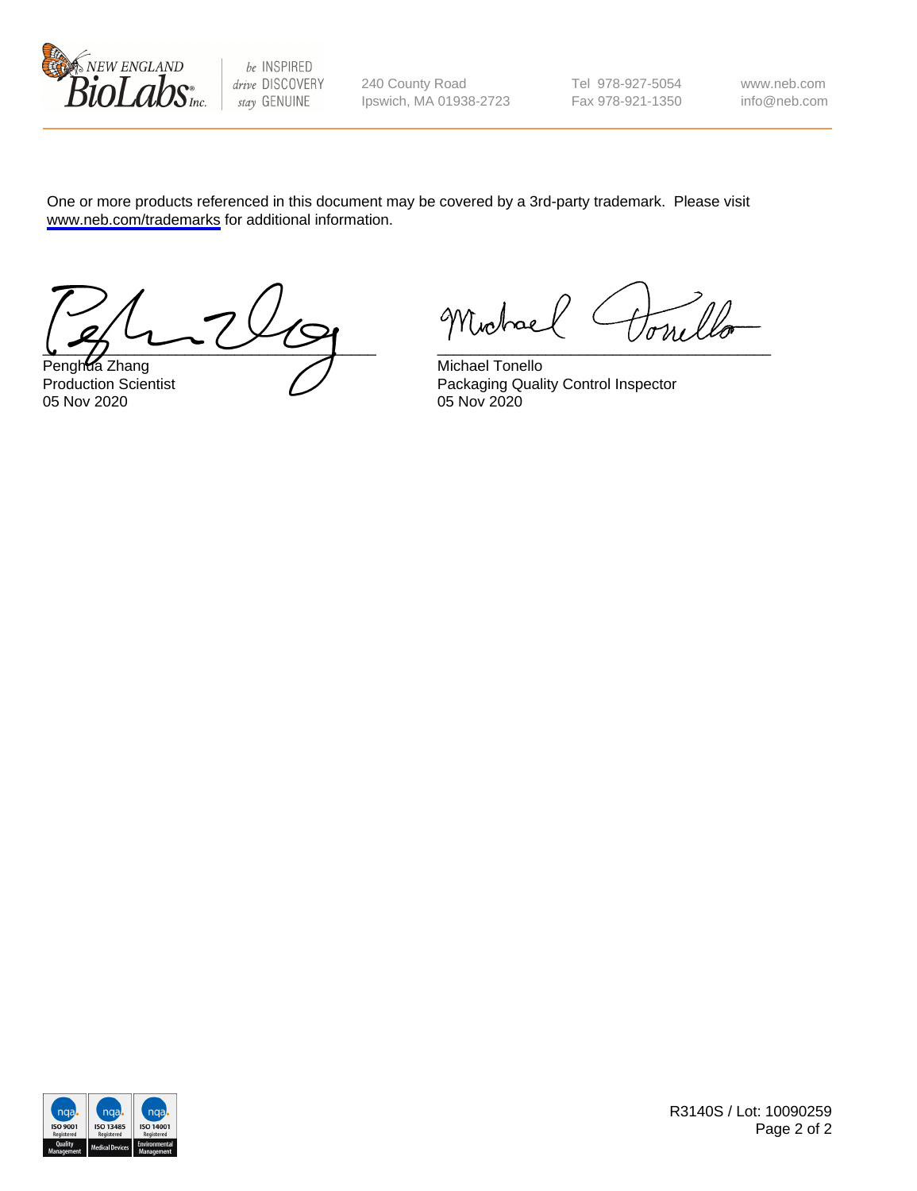One or more products referenced in this document may be covered by a 3rd-party trademark. Please visit www.neb.com/trademarks for additional information.

Penghua Zhang
Production Scientist
05 Nov 2020

Michael Tonello
Packaging Quality Control Inspector
05 Nov 2020

R3140S / Lot: 10090259